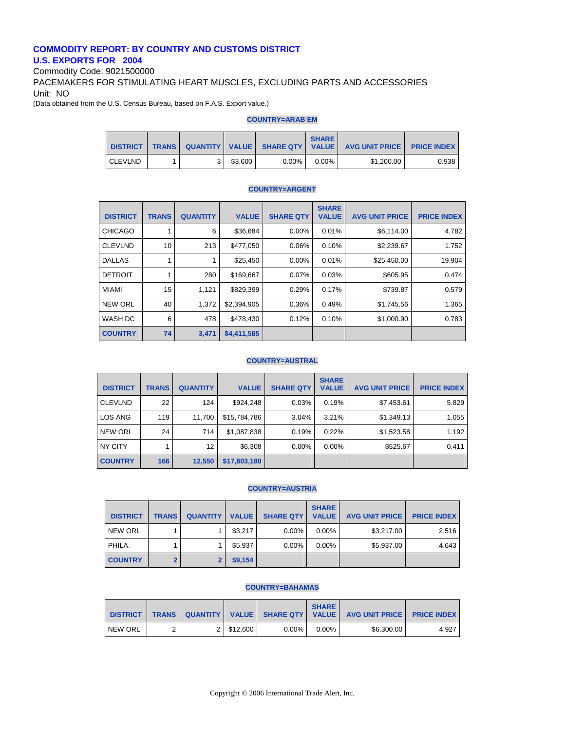# COMMODITY REPORT: BY COUNTRY AND CUSTOMS DISTRICT

## U.S. EXPORTS FOR 2004

Commodity Code: 9021500000

PACEMAKERS FOR STIMULATING HEART MUSCLES, EXCLUDING PARTS AND ACCESSORIES

Unit: NO

(Data obtained from the U.S. Census Bureau, based on F.A.S. Export value.)

### COUNTRY=ARAB EM

| DISTRICT | TRANS | QUANTITY | VALUE | SHARE QTY | SHARE VALUE | AVG UNIT PRICE | PRICE INDEX |
|---|---|---|---|---|---|---|---|
| CLEVLND | 1 | 3 | $3,600 | 0.00% | 0.00% | $1,200.00 | 0.938 |

### COUNTRY=ARGENT

| DISTRICT | TRANS | QUANTITY | VALUE | SHARE QTY | SHARE VALUE | AVG UNIT PRICE | PRICE INDEX |
|---|---|---|---|---|---|---|---|
| CHICAGO | 1 | 6 | $36,684 | 0.00% | 0.01% | $6,114.00 | 4.782 |
| CLEVLND | 10 | 213 | $477,050 | 0.06% | 0.10% | $2,239.67 | 1.752 |
| DALLAS | 1 | 1 | $25,450 | 0.00% | 0.01% | $25,450.00 | 19.904 |
| DETROIT | 1 | 280 | $169,667 | 0.07% | 0.03% | $605.95 | 0.474 |
| MIAMI | 15 | 1,121 | $829,399 | 0.29% | 0.17% | $739.87 | 0.579 |
| NEW ORL | 40 | 1,372 | $2,394,905 | 0.36% | 0.49% | $1,745.56 | 1.365 |
| WASH DC | 6 | 478 | $478,430 | 0.12% | 0.10% | $1,000.90 | 0.783 |
| **COUNTRY** | **74** | **3,471** | **$4,411,585** | | | | |

### COUNTRY=AUSTRAL

| DISTRICT | TRANS | QUANTITY | VALUE | SHARE QTY | SHARE VALUE | AVG UNIT PRICE | PRICE INDEX |
|---|---|---|---|---|---|---|---|
| CLEVLND | 22 | 124 | $924,248 | 0.03% | 0.19% | $7,453.61 | 5.829 |
| LOS ANG | 119 | 11,700 | $15,784,786 | 3.04% | 3.21% | $1,349.13 | 1.055 |
| NEW ORL | 24 | 714 | $1,087,838 | 0.19% | 0.22% | $1,523.58 | 1.192 |
| NY CITY | 1 | 12 | $6,308 | 0.00% | 0.00% | $525.67 | 0.411 |
| **COUNTRY** | **166** | **12,550** | **$17,803,180** | | | | |

### COUNTRY=AUSTRIA

| DISTRICT | TRANS | QUANTITY | VALUE | SHARE QTY | SHARE VALUE | AVG UNIT PRICE | PRICE INDEX |
|---|---|---|---|---|---|---|---|
| NEW ORL | 1 | 1 | $3,217 | 0.00% | 0.00% | $3,217.00 | 2.516 |
| PHILA. | 1 | 1 | $5,937 | 0.00% | 0.00% | $5,937.00 | 4.643 |
| **COUNTRY** | **2** | **2** | **$9,154** | | | | |

### COUNTRY=BAHAMAS

| DISTRICT | TRANS | QUANTITY | VALUE | SHARE QTY | SHARE VALUE | AVG UNIT PRICE | PRICE INDEX |
|---|---|---|---|---|---|---|---|
| NEW ORL | 2 | 2 | $12,600 | 0.00% | 0.00% | $6,300.00 | 4.927 |

Copyright © 2006 International Trade Alert, Inc.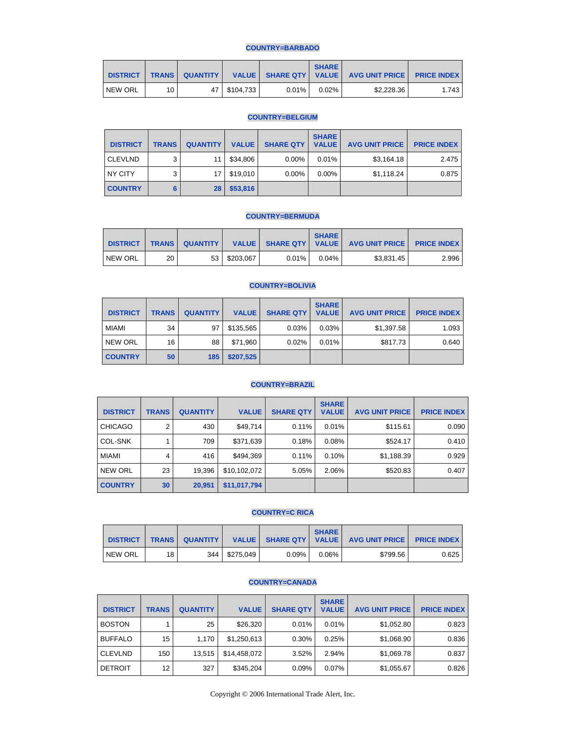**COUNTRY=BARBADO**

| DISTRICT | TRANS | QUANTITY | VALUE | SHARE QTY | SHARE VALUE | AVG UNIT PRICE | PRICE INDEX |
|---|---|---|---|---|---|---|---|
| NEW ORL | 10 | 47 | $104,733 | 0.01% | 0.02% | $2,228.36 | 1.743 |

**COUNTRY=BELGIUM**

| DISTRICT | TRANS | QUANTITY | VALUE | SHARE QTY | SHARE VALUE | AVG UNIT PRICE | PRICE INDEX |
|---|---|---|---|---|---|---|---|
| CLEVLND | 3 | 11 | $34,806 | 0.00% | 0.01% | $3,164.18 | 2.475 |
| NY CITY | 3 | 17 | $19,010 | 0.00% | 0.00% | $1,118.24 | 0.875 |
| **COUNTRY** | **6** | **28** | **$53,816** | | | | |

**COUNTRY=BERMUDA**

| DISTRICT | TRANS | QUANTITY | VALUE | SHARE QTY | SHARE VALUE | AVG UNIT PRICE | PRICE INDEX |
|---|---|---|---|---|---|---|---|
| NEW ORL | 20 | 53 | $203,067 | 0.01% | 0.04% | $3,831.45 | 2.996 |

**COUNTRY=BOLIVIA**

| DISTRICT | TRANS | QUANTITY | VALUE | SHARE QTY | SHARE VALUE | AVG UNIT PRICE | PRICE INDEX |
|---|---|---|---|---|---|---|---|
| MIAMI | 34 | 97 | $135,565 | 0.03% | 0.03% | $1,397.58 | 1.093 |
| NEW ORL | 16 | 88 | $71,960 | 0.02% | 0.01% | $817.73 | 0.640 |
| **COUNTRY** | **50** | **185** | **$207,525** | | | | |

**COUNTRY=BRAZIL**

| DISTRICT | TRANS | QUANTITY | VALUE | SHARE QTY | SHARE VALUE | AVG UNIT PRICE | PRICE INDEX |
|---|---|---|---|---|---|---|---|
| CHICAGO | 2 | 430 | $49,714 | 0.11% | 0.01% | $115.61 | 0.090 |
| COL-SNK | 1 | 709 | $371,639 | 0.18% | 0.08% | $524.17 | 0.410 |
| MIAMI | 4 | 416 | $494,369 | 0.11% | 0.10% | $1,188.39 | 0.929 |
| NEW ORL | 23 | 19,396 | $10,102,072 | 5.05% | 2.06% | $520.83 | 0.407 |
| **COUNTRY** | **30** | **20,951** | **$11,017,794** | | | | |

**COUNTRY=C RICA**

| DISTRICT | TRANS | QUANTITY | VALUE | SHARE QTY | SHARE VALUE | AVG UNIT PRICE | PRICE INDEX |
|---|---|---|---|---|---|---|---|
| NEW ORL | 18 | 344 | $275,049 | 0.09% | 0.06% | $799.56 | 0.625 |

**COUNTRY=CANADA**

| DISTRICT | TRANS | QUANTITY | VALUE | SHARE QTY | SHARE VALUE | AVG UNIT PRICE | PRICE INDEX |
|---|---|---|---|---|---|---|---|
| BOSTON | 1 | 25 | $26,320 | 0.01% | 0.01% | $1,052.80 | 0.823 |
| BUFFALO | 15 | 1,170 | $1,250,613 | 0.30% | 0.25% | $1,068.90 | 0.836 |
| CLEVLND | 150 | 13,515 | $14,458,072 | 3.52% | 2.94% | $1,069.78 | 0.837 |
| DETROIT | 12 | 327 | $345,204 | 0.09% | 0.07% | $1,055.67 | 0.826 |

Copyright © 2006 International Trade Alert, Inc.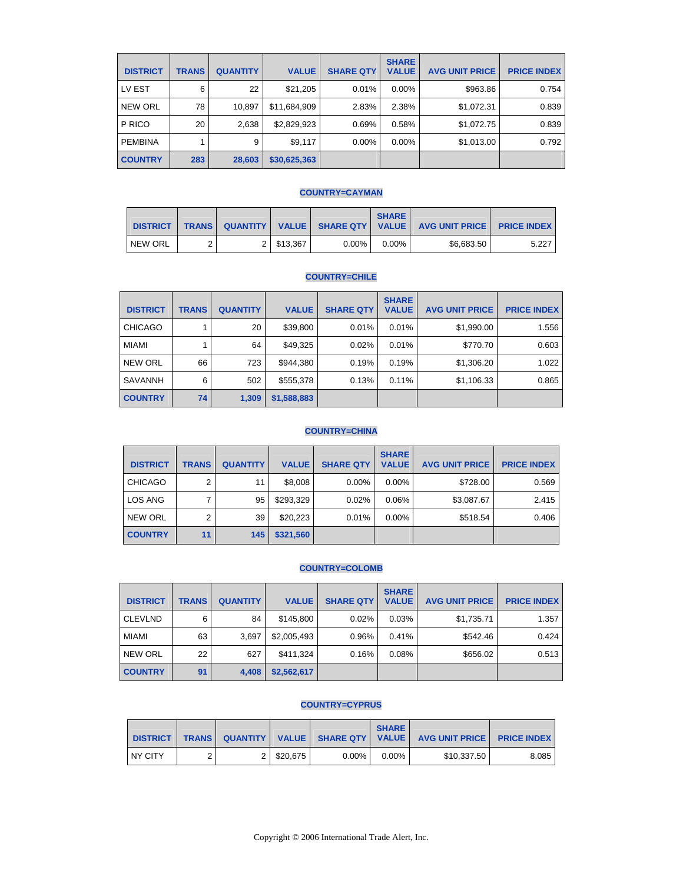| DISTRICT | TRANS | QUANTITY | VALUE | SHARE QTY | SHARE VALUE | AVG UNIT PRICE | PRICE INDEX |
|---|---|---|---|---|---|---|---|
| LV EST | 6 | 22 | $21,205 | 0.01% | 0.00% | $963.86 | 0.754 |
| NEW ORL | 78 | 10,897 | $11,684,909 | 2.83% | 2.38% | $1,072.31 | 0.839 |
| P RICO | 20 | 2,638 | $2,829,923 | 0.69% | 0.58% | $1,072.75 | 0.839 |
| PEMBINA | 1 | 9 | $9,117 | 0.00% | 0.00% | $1,013.00 | 0.792 |
| **COUNTRY** | **283** | **28,603** | **$30,625,363** | | | | |

**COUNTRY=CAYMAN**

| DISTRICT | TRANS | QUANTITY | VALUE | SHARE QTY | SHARE VALUE | AVG UNIT PRICE | PRICE INDEX |
|---|---|---|---|---|---|---|---|
| NEW ORL | 2 | 2 | $13,367 | 0.00% | 0.00% | $6,683.50 | 5.227 |

**COUNTRY=CHILE**

| DISTRICT | TRANS | QUANTITY | VALUE | SHARE QTY | SHARE VALUE | AVG UNIT PRICE | PRICE INDEX |
|---|---|---|---|---|---|---|---|
| CHICAGO | 1 | 20 | $39,800 | 0.01% | 0.01% | $1,990.00 | 1.556 |
| MIAMI | 1 | 64 | $49,325 | 0.02% | 0.01% | $770.70 | 0.603 |
| NEW ORL | 66 | 723 | $944,380 | 0.19% | 0.19% | $1,306.20 | 1.022 |
| SAVANNH | 6 | 502 | $555,378 | 0.13% | 0.11% | $1,106.33 | 0.865 |
| **COUNTRY** | **74** | **1,309** | **$1,588,883** | | | | |

**COUNTRY=CHINA**

| DISTRICT | TRANS | QUANTITY | VALUE | SHARE QTY | SHARE VALUE | AVG UNIT PRICE | PRICE INDEX |
|---|---|---|---|---|---|---|---|
| CHICAGO | 2 | 11 | $8,008 | 0.00% | 0.00% | $728.00 | 0.569 |
| LOS ANG | 7 | 95 | $293,329 | 0.02% | 0.06% | $3,087.67 | 2.415 |
| NEW ORL | 2 | 39 | $20,223 | 0.01% | 0.00% | $518.54 | 0.406 |
| **COUNTRY** | **11** | **145** | **$321,560** | | | | |

**COUNTRY=COLOMB**

| DISTRICT | TRANS | QUANTITY | VALUE | SHARE QTY | SHARE VALUE | AVG UNIT PRICE | PRICE INDEX |
|---|---|---|---|---|---|---|---|
| CLEVLND | 6 | 84 | $145,800 | 0.02% | 0.03% | $1,735.71 | 1.357 |
| MIAMI | 63 | 3,697 | $2,005,493 | 0.96% | 0.41% | $542.46 | 0.424 |
| NEW ORL | 22 | 627 | $411,324 | 0.16% | 0.08% | $656.02 | 0.513 |
| **COUNTRY** | **91** | **4,408** | **$2,562,617** | | | | |

**COUNTRY=CYPRUS**

| DISTRICT | TRANS | QUANTITY | VALUE | SHARE QTY | SHARE VALUE | AVG UNIT PRICE | PRICE INDEX |
|---|---|---|---|---|---|---|---|
| NY CITY | 2 | 2 | $20,675 | 0.00% | 0.00% | $10,337.50 | 8.085 |

Copyright © 2006 International Trade Alert, Inc.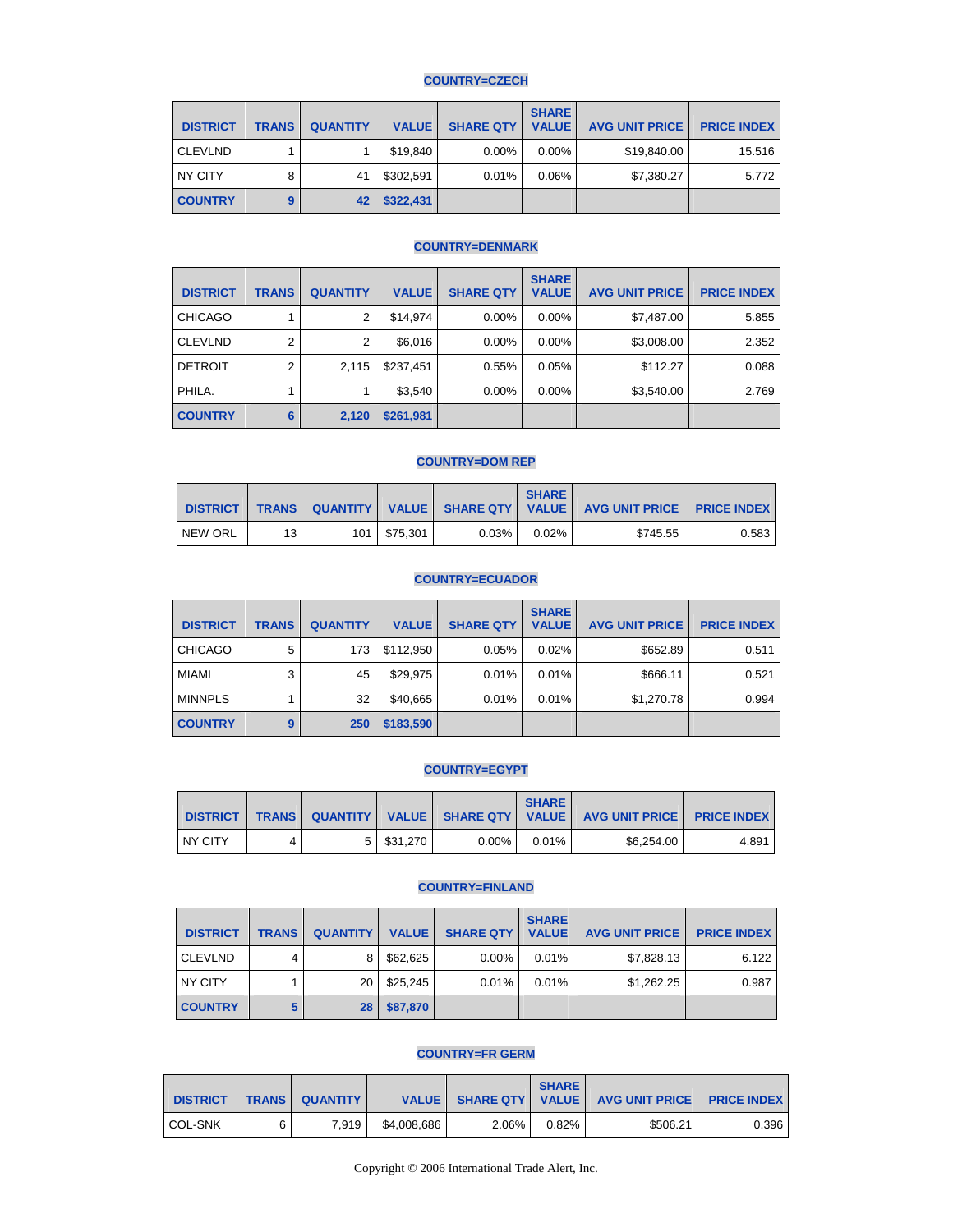### COUNTRY=CZECH

| DISTRICT | TRANS | QUANTITY | VALUE | SHARE QTY | SHARE VALUE | AVG UNIT PRICE | PRICE INDEX |
|---|---|---|---|---|---|---|---|
| CLEVLND | 1 | 1 | $19,840 | 0.00% | 0.00% | $19,840.00 | 15.516 |
| NY CITY | 8 | 41 | $302,591 | 0.01% | 0.06% | $7,380.27 | 5.772 |
| **COUNTRY** | **9** | **42** | **$322,431** | | | | |

### COUNTRY=DENMARK

| DISTRICT | TRANS | QUANTITY | VALUE | SHARE QTY | SHARE VALUE | AVG UNIT PRICE | PRICE INDEX |
|---|---|---|---|---|---|---|---|
| CHICAGO | 1 | 2 | $14,974 | 0.00% | 0.00% | $7,487.00 | 5.855 |
| CLEVLND | 2 | 2 | $6,016 | 0.00% | 0.00% | $3,008.00 | 2.352 |
| DETROIT | 2 | 2,115 | $237,451 | 0.55% | 0.05% | $112.27 | 0.088 |
| PHILA. | 1 | 1 | $3,540 | 0.00% | 0.00% | $3,540.00 | 2.769 |
| **COUNTRY** | **6** | **2,120** | **$261,981** | | | | |

### COUNTRY=DOM REP

| DISTRICT | TRANS | QUANTITY | VALUE | SHARE QTY | SHARE VALUE | AVG UNIT PRICE | PRICE INDEX |
|---|---|---|---|---|---|---|---|
| NEW ORL | 13 | 101 | $75,301 | 0.03% | 0.02% | $745.55 | 0.583 |

### COUNTRY=ECUADOR

| DISTRICT | TRANS | QUANTITY | VALUE | SHARE QTY | SHARE VALUE | AVG UNIT PRICE | PRICE INDEX |
|---|---|---|---|---|---|---|---|
| CHICAGO | 5 | 173 | $112,950 | 0.05% | 0.02% | $652.89 | 0.511 |
| MIAMI | 3 | 45 | $29,975 | 0.01% | 0.01% | $666.11 | 0.521 |
| MINNPLS | 1 | 32 | $40,665 | 0.01% | 0.01% | $1,270.78 | 0.994 |
| **COUNTRY** | **9** | **250** | **$183,590** | | | | |

### COUNTRY=EGYPT

| DISTRICT | TRANS | QUANTITY | VALUE | SHARE QTY | SHARE VALUE | AVG UNIT PRICE | PRICE INDEX |
|---|---|---|---|---|---|---|---|
| NY CITY | 4 | 5 | $31,270 | 0.00% | 0.01% | $6,254.00 | 4.891 |

### COUNTRY=FINLAND

| DISTRICT | TRANS | QUANTITY | VALUE | SHARE QTY | SHARE VALUE | AVG UNIT PRICE | PRICE INDEX |
|---|---|---|---|---|---|---|---|
| CLEVLND | 4 | 8 | $62,625 | 0.00% | 0.01% | $7,828.13 | 6.122 |
| NY CITY | 1 | 20 | $25,245 | 0.01% | 0.01% | $1,262.25 | 0.987 |
| **COUNTRY** | **5** | **28** | **$87,870** | | | | |

### COUNTRY=FR GERM

| DISTRICT | TRANS | QUANTITY | VALUE | SHARE QTY | SHARE VALUE | AVG UNIT PRICE | PRICE INDEX |
|---|---|---|---|---|---|---|---|
| COL-SNK | 6 | 7,919 | $4,008,686 | 2.06% | 0.82% | $506.21 | 0.396 |

Copyright © 2006 International Trade Alert, Inc.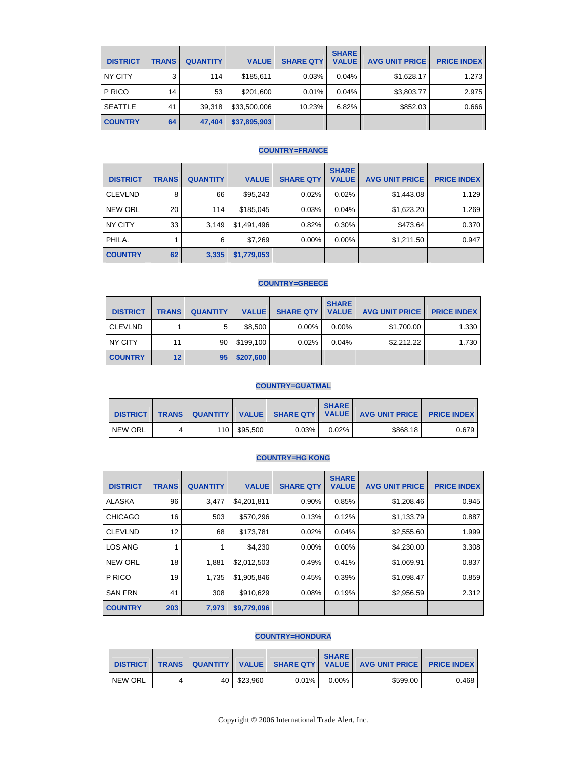| DISTRICT | TRANS | QUANTITY | VALUE | SHARE QTY | SHARE VALUE | AVG UNIT PRICE | PRICE INDEX |
|---|---|---|---|---|---|---|---|
| NY CITY | 3 | 114 | $185,611 | 0.03% | 0.04% | $1,628.17 | 1.273 |
| P RICO | 14 | 53 | $201,600 | 0.01% | 0.04% | $3,803.77 | 2.975 |
| SEATTLE | 41 | 39,318 | $33,500,006 | 10.23% | 6.82% | $852.03 | 0.666 |
| **COUNTRY** | **64** | **47,404** | **$37,895,903** | | | | |

**COUNTRY=FRANCE**

| DISTRICT | TRANS | QUANTITY | VALUE | SHARE QTY | SHARE VALUE | AVG UNIT PRICE | PRICE INDEX |
|---|---|---|---|---|---|---|---|
| CLEVLND | 8 | 66 | $95,243 | 0.02% | 0.02% | $1,443.08 | 1.129 |
| NEW ORL | 20 | 114 | $185,045 | 0.03% | 0.04% | $1,623.20 | 1.269 |
| NY CITY | 33 | 3,149 | $1,491,496 | 0.82% | 0.30% | $473.64 | 0.370 |
| PHILA. | 1 | 6 | $7,269 | 0.00% | 0.00% | $1,211.50 | 0.947 |
| **COUNTRY** | **62** | **3,335** | **$1,779,053** | | | | |

**COUNTRY=GREECE**

| DISTRICT | TRANS | QUANTITY | VALUE | SHARE QTY | SHARE VALUE | AVG UNIT PRICE | PRICE INDEX |
|---|---|---|---|---|---|---|---|
| CLEVLND | 1 | 5 | $8,500 | 0.00% | 0.00% | $1,700.00 | 1.330 |
| NY CITY | 11 | 90 | $199,100 | 0.02% | 0.04% | $2,212.22 | 1.730 |
| **COUNTRY** | **12** | **95** | **$207,600** | | | | |

**COUNTRY=GUATMAL**

| DISTRICT | TRANS | QUANTITY | VALUE | SHARE QTY | SHARE VALUE | AVG UNIT PRICE | PRICE INDEX |
|---|---|---|---|---|---|---|---|
| NEW ORL | 4 | 110 | $95,500 | 0.03% | 0.02% | $868.18 | 0.679 |

**COUNTRY=HG KONG**

| DISTRICT | TRANS | QUANTITY | VALUE | SHARE QTY | SHARE VALUE | AVG UNIT PRICE | PRICE INDEX |
|---|---|---|---|---|---|---|---|
| ALASKA | 96 | 3,477 | $4,201,811 | 0.90% | 0.85% | $1,208.46 | 0.945 |
| CHICAGO | 16 | 503 | $570,296 | 0.13% | 0.12% | $1,133.79 | 0.887 |
| CLEVLND | 12 | 68 | $173,781 | 0.02% | 0.04% | $2,555.60 | 1.999 |
| LOS ANG | 1 | 1 | $4,230 | 0.00% | 0.00% | $4,230.00 | 3.308 |
| NEW ORL | 18 | 1,881 | $2,012,503 | 0.49% | 0.41% | $1,069.91 | 0.837 |
| P RICO | 19 | 1,735 | $1,905,846 | 0.45% | 0.39% | $1,098.47 | 0.859 |
| SAN FRN | 41 | 308 | $910,629 | 0.08% | 0.19% | $2,956.59 | 2.312 |
| **COUNTRY** | **203** | **7,973** | **$9,779,096** | | | | |

**COUNTRY=HONDURA**

| DISTRICT | TRANS | QUANTITY | VALUE | SHARE QTY | SHARE VALUE | AVG UNIT PRICE | PRICE INDEX |
|---|---|---|---|---|---|---|---|
| NEW ORL | 4 | 40 | $23,960 | 0.01% | 0.00% | $599.00 | 0.468 |

Copyright © 2006 International Trade Alert, Inc.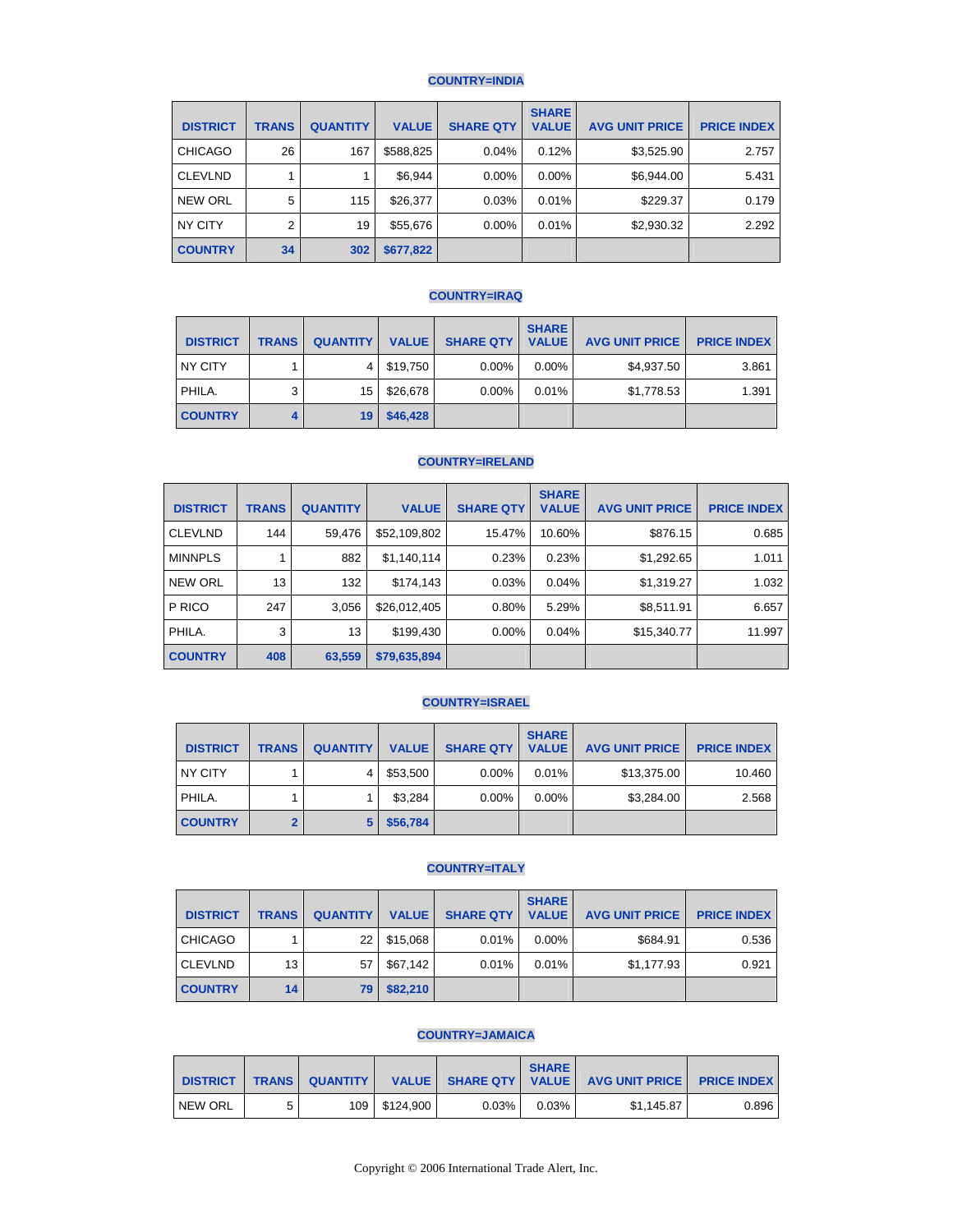### COUNTRY=INDIA

| DISTRICT | TRANS | QUANTITY | VALUE | SHARE QTY | SHARE VALUE | AVG UNIT PRICE | PRICE INDEX |
|---|---|---|---|---|---|---|---|
| CHICAGO | 26 | 167 | $588,825 | 0.04% | 0.12% | $3,525.90 | 2.757 |
| CLEVLND | 1 | 1 | $6,944 | 0.00% | 0.00% | $6,944.00 | 5.431 |
| NEW ORL | 5 | 115 | $26,377 | 0.03% | 0.01% | $229.37 | 0.179 |
| NY CITY | 2 | 19 | $55,676 | 0.00% | 0.01% | $2,930.32 | 2.292 |
| **COUNTRY** | **34** | **302** | **$677,822** | | | | |

### COUNTRY=IRAQ

| DISTRICT | TRANS | QUANTITY | VALUE | SHARE QTY | SHARE VALUE | AVG UNIT PRICE | PRICE INDEX |
|---|---|---|---|---|---|---|---|
| NY CITY | 1 | 4 | $19,750 | 0.00% | 0.00% | $4,937.50 | 3.861 |
| PHILA. | 3 | 15 | $26,678 | 0.00% | 0.01% | $1,778.53 | 1.391 |
| **COUNTRY** | **4** | **19** | **$46,428** | | | | |

### COUNTRY=IRELAND

| DISTRICT | TRANS | QUANTITY | VALUE | SHARE QTY | SHARE VALUE | AVG UNIT PRICE | PRICE INDEX |
|---|---|---|---|---|---|---|---|
| CLEVLND | 144 | 59,476 | $52,109,802 | 15.47% | 10.60% | $876.15 | 0.685 |
| MINNPLS | 1 | 882 | $1,140,114 | 0.23% | 0.23% | $1,292.65 | 1.011 |
| NEW ORL | 13 | 132 | $174,143 | 0.03% | 0.04% | $1,319.27 | 1.032 |
| P RICO | 247 | 3,056 | $26,012,405 | 0.80% | 5.29% | $8,511.91 | 6.657 |
| PHILA. | 3 | 13 | $199,430 | 0.00% | 0.04% | $15,340.77 | 11.997 |
| **COUNTRY** | **408** | **63,559** | **$79,635,894** | | | | |

### COUNTRY=ISRAEL

| DISTRICT | TRANS | QUANTITY | VALUE | SHARE QTY | SHARE VALUE | AVG UNIT PRICE | PRICE INDEX |
|---|---|---|---|---|---|---|---|
| NY CITY | 1 | 4 | $53,500 | 0.00% | 0.01% | $13,375.00 | 10.460 |
| PHILA. | 1 | 1 | $3,284 | 0.00% | 0.00% | $3,284.00 | 2.568 |
| **COUNTRY** | **2** | **5** | **$56,784** | | | | |

### COUNTRY=ITALY

| DISTRICT | TRANS | QUANTITY | VALUE | SHARE QTY | SHARE VALUE | AVG UNIT PRICE | PRICE INDEX |
|---|---|---|---|---|---|---|---|
| CHICAGO | 1 | 22 | $15,068 | 0.01% | 0.00% | $684.91 | 0.536 |
| CLEVLND | 13 | 57 | $67,142 | 0.01% | 0.01% | $1,177.93 | 0.921 |
| **COUNTRY** | **14** | **79** | **$82,210** | | | | |

### COUNTRY=JAMAICA

| DISTRICT | TRANS | QUANTITY | VALUE | SHARE QTY | SHARE VALUE | AVG UNIT PRICE | PRICE INDEX |
|---|---|---|---|---|---|---|---|
| NEW ORL | 5 | 109 | $124,900 | 0.03% | 0.03% | $1,145.87 | 0.896 |

Copyright © 2006 International Trade Alert, Inc.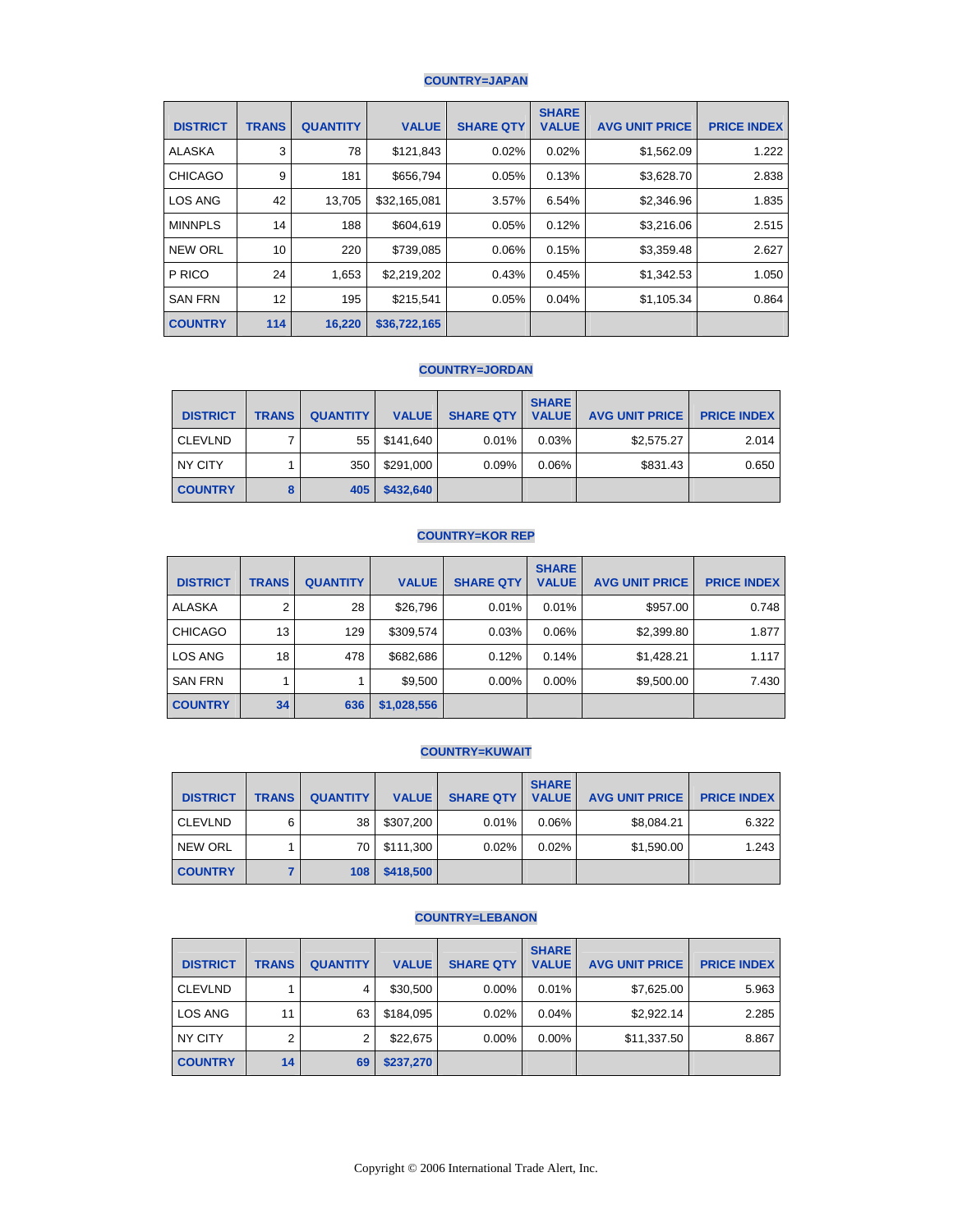### COUNTRY=JAPAN

| DISTRICT | TRANS | QUANTITY | VALUE | SHARE QTY | SHARE VALUE | AVG UNIT PRICE | PRICE INDEX |
|---|---|---|---|---|---|---|---|
| ALASKA | 3 | 78 | $121,843 | 0.02% | 0.02% | $1,562.09 | 1.222 |
| CHICAGO | 9 | 181 | $656,794 | 0.05% | 0.13% | $3,628.70 | 2.838 |
| LOS ANG | 42 | 13,705 | $32,165,081 | 3.57% | 6.54% | $2,346.96 | 1.835 |
| MINNPLS | 14 | 188 | $604,619 | 0.05% | 0.12% | $3,216.06 | 2.515 |
| NEW ORL | 10 | 220 | $739,085 | 0.06% | 0.15% | $3,359.48 | 2.627 |
| P RICO | 24 | 1,653 | $2,219,202 | 0.43% | 0.45% | $1,342.53 | 1.050 |
| SAN FRN | 12 | 195 | $215,541 | 0.05% | 0.04% | $1,105.34 | 0.864 |
| **COUNTRY** | **114** | **16,220** | **$36,722,165** | | | | |

### COUNTRY=JORDAN

| DISTRICT | TRANS | QUANTITY | VALUE | SHARE QTY | SHARE VALUE | AVG UNIT PRICE | PRICE INDEX |
|---|---|---|---|---|---|---|---|
| CLEVLND | 7 | 55 | $141,640 | 0.01% | 0.03% | $2,575.27 | 2.014 |
| NY CITY | 1 | 350 | $291,000 | 0.09% | 0.06% | $831.43 | 0.650 |
| **COUNTRY** | **8** | **405** | **$432,640** | | | | |

### COUNTRY=KOR REP

| DISTRICT | TRANS | QUANTITY | VALUE | SHARE QTY | SHARE VALUE | AVG UNIT PRICE | PRICE INDEX |
|---|---|---|---|---|---|---|---|
| ALASKA | 2 | 28 | $26,796 | 0.01% | 0.01% | $957.00 | 0.748 |
| CHICAGO | 13 | 129 | $309,574 | 0.03% | 0.06% | $2,399.80 | 1.877 |
| LOS ANG | 18 | 478 | $682,686 | 0.12% | 0.14% | $1,428.21 | 1.117 |
| SAN FRN | 1 | 1 | $9,500 | 0.00% | 0.00% | $9,500.00 | 7.430 |
| **COUNTRY** | **34** | **636** | **$1,028,556** | | | | |

### COUNTRY=KUWAIT

| DISTRICT | TRANS | QUANTITY | VALUE | SHARE QTY | SHARE VALUE | AVG UNIT PRICE | PRICE INDEX |
|---|---|---|---|---|---|---|---|
| CLEVLND | 6 | 38 | $307,200 | 0.01% | 0.06% | $8,084.21 | 6.322 |
| NEW ORL | 1 | 70 | $111,300 | 0.02% | 0.02% | $1,590.00 | 1.243 |
| **COUNTRY** | **7** | **108** | **$418,500** | | | | |

### COUNTRY=LEBANON

| DISTRICT | TRANS | QUANTITY | VALUE | SHARE QTY | SHARE VALUE | AVG UNIT PRICE | PRICE INDEX |
|---|---|---|---|---|---|---|---|
| CLEVLND | 1 | 4 | $30,500 | 0.00% | 0.01% | $7,625.00 | 5.963 |
| LOS ANG | 11 | 63 | $184,095 | 0.02% | 0.04% | $2,922.14 | 2.285 |
| NY CITY | 2 | 2 | $22,675 | 0.00% | 0.00% | $11,337.50 | 8.867 |
| **COUNTRY** | **14** | **69** | **$237,270** | | | | |

Copyright © 2006 International Trade Alert, Inc.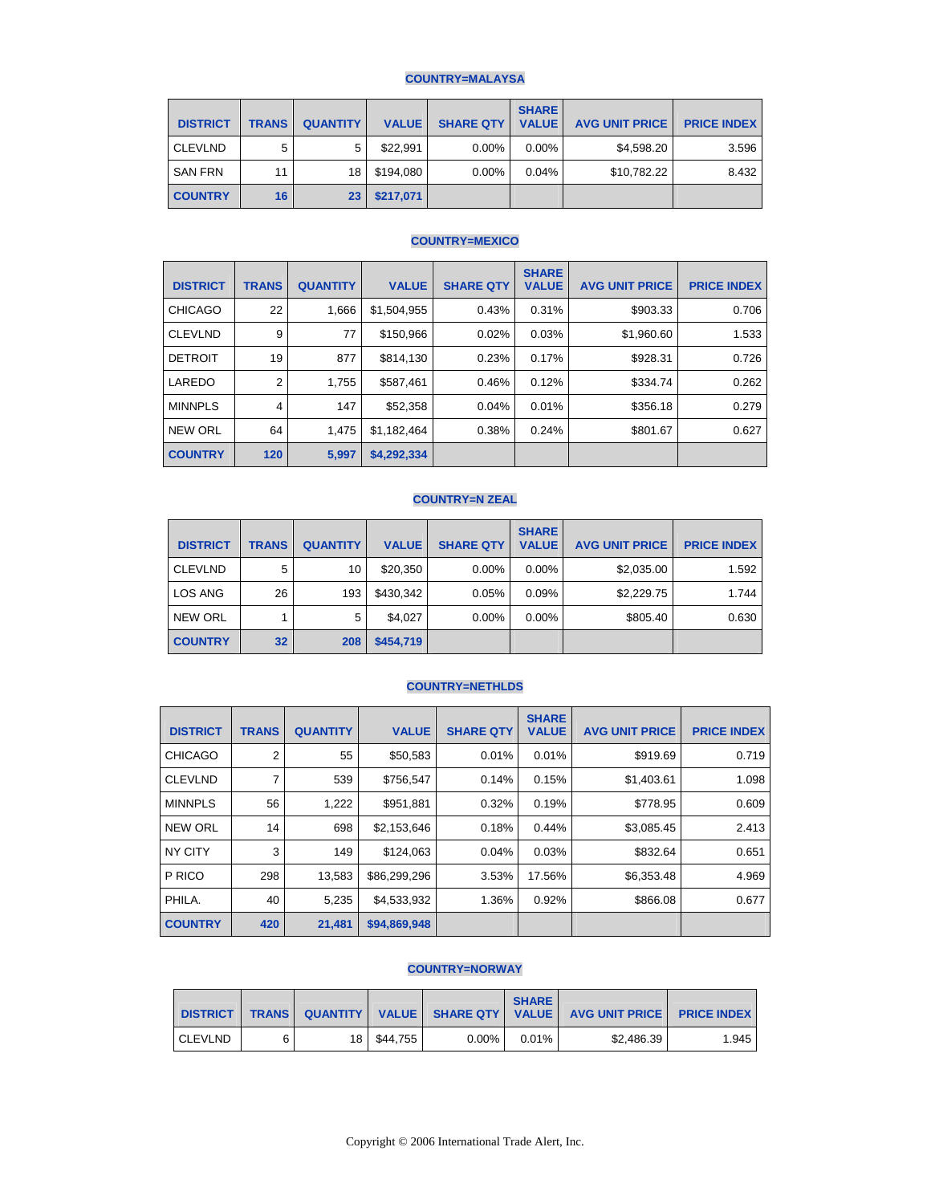### COUNTRY=MALAYSA

| DISTRICT | TRANS | QUANTITY | VALUE | SHARE QTY | SHARE VALUE | AVG UNIT PRICE | PRICE INDEX |
|---|---|---|---|---|---|---|---|
| CLEVLND | 5 | 5 | $22,991 | 0.00% | 0.00% | $4,598.20 | 3.596 |
| SAN FRN | 11 | 18 | $194,080 | 0.00% | 0.04% | $10,782.22 | 8.432 |
| **COUNTRY** | **16** | **23** | **$217,071** | | | | |

### COUNTRY=MEXICO

| DISTRICT | TRANS | QUANTITY | VALUE | SHARE QTY | SHARE VALUE | AVG UNIT PRICE | PRICE INDEX |
|---|---|---|---|---|---|---|---|
| CHICAGO | 22 | 1,666 | $1,504,955 | 0.43% | 0.31% | $903.33 | 0.706 |
| CLEVLND | 9 | 77 | $150,966 | 0.02% | 0.03% | $1,960.60 | 1.533 |
| DETROIT | 19 | 877 | $814,130 | 0.23% | 0.17% | $928.31 | 0.726 |
| LAREDO | 2 | 1,755 | $587,461 | 0.46% | 0.12% | $334.74 | 0.262 |
| MINNPLS | 4 | 147 | $52,358 | 0.04% | 0.01% | $356.18 | 0.279 |
| NEW ORL | 64 | 1,475 | $1,182,464 | 0.38% | 0.24% | $801.67 | 0.627 |
| **COUNTRY** | **120** | **5,997** | **$4,292,334** | | | | |

### COUNTRY=N ZEAL

| DISTRICT | TRANS | QUANTITY | VALUE | SHARE QTY | SHARE VALUE | AVG UNIT PRICE | PRICE INDEX |
|---|---|---|---|---|---|---|---|
| CLEVLND | 5 | 10 | $20,350 | 0.00% | 0.00% | $2,035.00 | 1.592 |
| LOS ANG | 26 | 193 | $430,342 | 0.05% | 0.09% | $2,229.75 | 1.744 |
| NEW ORL | 1 | 5 | $4,027 | 0.00% | 0.00% | $805.40 | 0.630 |
| **COUNTRY** | **32** | **208** | **$454,719** | | | | |

### COUNTRY=NETHLDS

| DISTRICT | TRANS | QUANTITY | VALUE | SHARE QTY | SHARE VALUE | AVG UNIT PRICE | PRICE INDEX |
|---|---|---|---|---|---|---|---|
| CHICAGO | 2 | 55 | $50,583 | 0.01% | 0.01% | $919.69 | 0.719 |
| CLEVLND | 7 | 539 | $756,547 | 0.14% | 0.15% | $1,403.61 | 1.098 |
| MINNPLS | 56 | 1,222 | $951,881 | 0.32% | 0.19% | $778.95 | 0.609 |
| NEW ORL | 14 | 698 | $2,153,646 | 0.18% | 0.44% | $3,085.45 | 2.413 |
| NY CITY | 3 | 149 | $124,063 | 0.04% | 0.03% | $832.64 | 0.651 |
| P RICO | 298 | 13,583 | $86,299,296 | 3.53% | 17.56% | $6,353.48 | 4.969 |
| PHILA. | 40 | 5,235 | $4,533,932 | 1.36% | 0.92% | $866.08 | 0.677 |
| **COUNTRY** | **420** | **21,481** | **$94,869,948** | | | | |

### COUNTRY=NORWAY

| DISTRICT | TRANS | QUANTITY | VALUE | SHARE QTY | SHARE VALUE | AVG UNIT PRICE | PRICE INDEX |
|---|---|---|---|---|---|---|---|
| CLEVLND | 6 | 18 | $44,755 | 0.00% | 0.01% | $2,486.39 | 1.945 |

Copyright © 2006 International Trade Alert, Inc.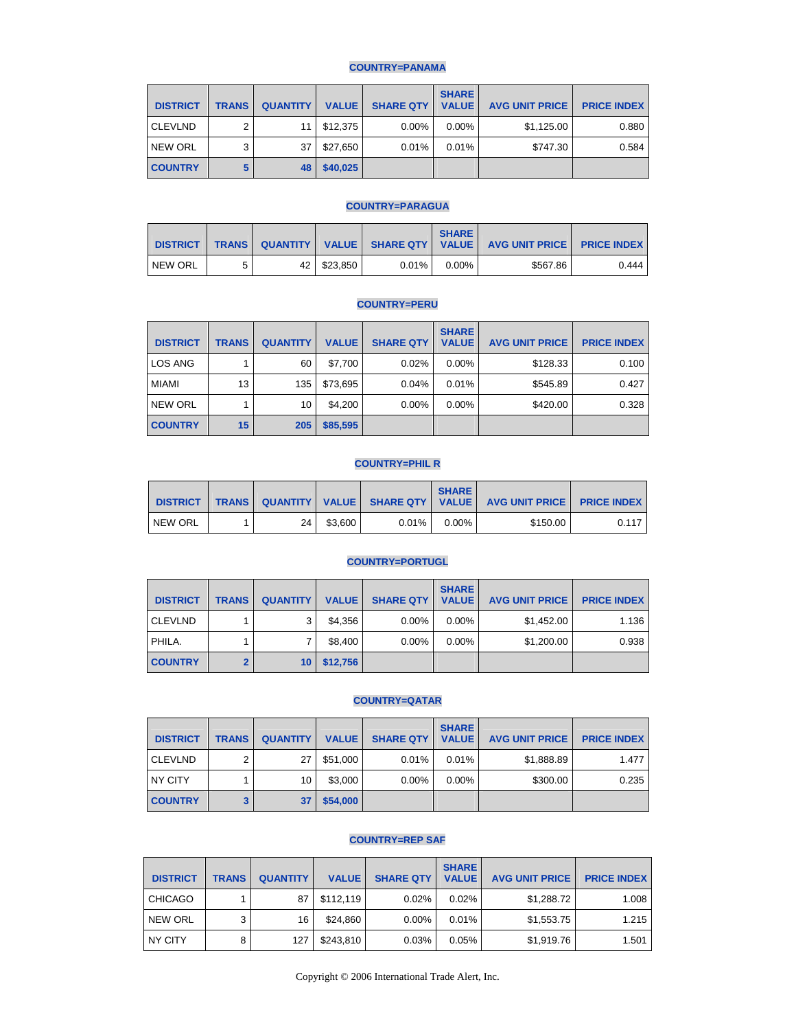### COUNTRY=PANAMA

| DISTRICT | TRANS | QUANTITY | VALUE | SHARE QTY | SHARE VALUE | AVG UNIT PRICE | PRICE INDEX |
|---|---|---|---|---|---|---|---|
| CLEVLND | 2 | 11 | $12,375 | 0.00% | 0.00% | $1,125.00 | 0.880 |
| NEW ORL | 3 | 37 | $27,650 | 0.01% | 0.01% | $747.30 | 0.584 |
| **COUNTRY** | **5** | **48** | **$40,025** | | | | |

### COUNTRY=PARAGUA

| DISTRICT | TRANS | QUANTITY | VALUE | SHARE QTY | SHARE VALUE | AVG UNIT PRICE | PRICE INDEX |
|---|---|---|---|---|---|---|---|
| NEW ORL | 5 | 42 | $23,850 | 0.01% | 0.00% | $567.86 | 0.444 |

### COUNTRY=PERU

| DISTRICT | TRANS | QUANTITY | VALUE | SHARE QTY | SHARE VALUE | AVG UNIT PRICE | PRICE INDEX |
|---|---|---|---|---|---|---|---|
| LOS ANG | 1 | 60 | $7,700 | 0.02% | 0.00% | $128.33 | 0.100 |
| MIAMI | 13 | 135 | $73,695 | 0.04% | 0.01% | $545.89 | 0.427 |
| NEW ORL | 1 | 10 | $4,200 | 0.00% | 0.00% | $420.00 | 0.328 |
| **COUNTRY** | **15** | **205** | **$85,595** | | | | |

### COUNTRY=PHIL R

| DISTRICT | TRANS | QUANTITY | VALUE | SHARE QTY | SHARE VALUE | AVG UNIT PRICE | PRICE INDEX |
|---|---|---|---|---|---|---|---|
| NEW ORL | 1 | 24 | $3,600 | 0.01% | 0.00% | $150.00 | 0.117 |

### COUNTRY=PORTUGL

| DISTRICT | TRANS | QUANTITY | VALUE | SHARE QTY | SHARE VALUE | AVG UNIT PRICE | PRICE INDEX |
|---|---|---|---|---|---|---|---|
| CLEVLND | 1 | 3 | $4,356 | 0.00% | 0.00% | $1,452.00 | 1.136 |
| PHILA. | 1 | 7 | $8,400 | 0.00% | 0.00% | $1,200.00 | 0.938 |
| **COUNTRY** | **2** | **10** | **$12,756** | | | | |

### COUNTRY=QATAR

| DISTRICT | TRANS | QUANTITY | VALUE | SHARE QTY | SHARE VALUE | AVG UNIT PRICE | PRICE INDEX |
|---|---|---|---|---|---|---|---|
| CLEVLND | 2 | 27 | $51,000 | 0.01% | 0.01% | $1,888.89 | 1.477 |
| NY CITY | 1 | 10 | $3,000 | 0.00% | 0.00% | $300.00 | 0.235 |
| **COUNTRY** | **3** | **37** | **$54,000** | | | | |

### COUNTRY=REP SAF

| DISTRICT | TRANS | QUANTITY | VALUE | SHARE QTY | SHARE VALUE | AVG UNIT PRICE | PRICE INDEX |
|---|---|---|---|---|---|---|---|
| CHICAGO | 1 | 87 | $112,119 | 0.02% | 0.02% | $1,288.72 | 1.008 |
| NEW ORL | 3 | 16 | $24,860 | 0.00% | 0.01% | $1,553.75 | 1.215 |
| NY CITY | 8 | 127 | $243,810 | 0.03% | 0.05% | $1,919.76 | 1.501 |

Copyright © 2006 International Trade Alert, Inc.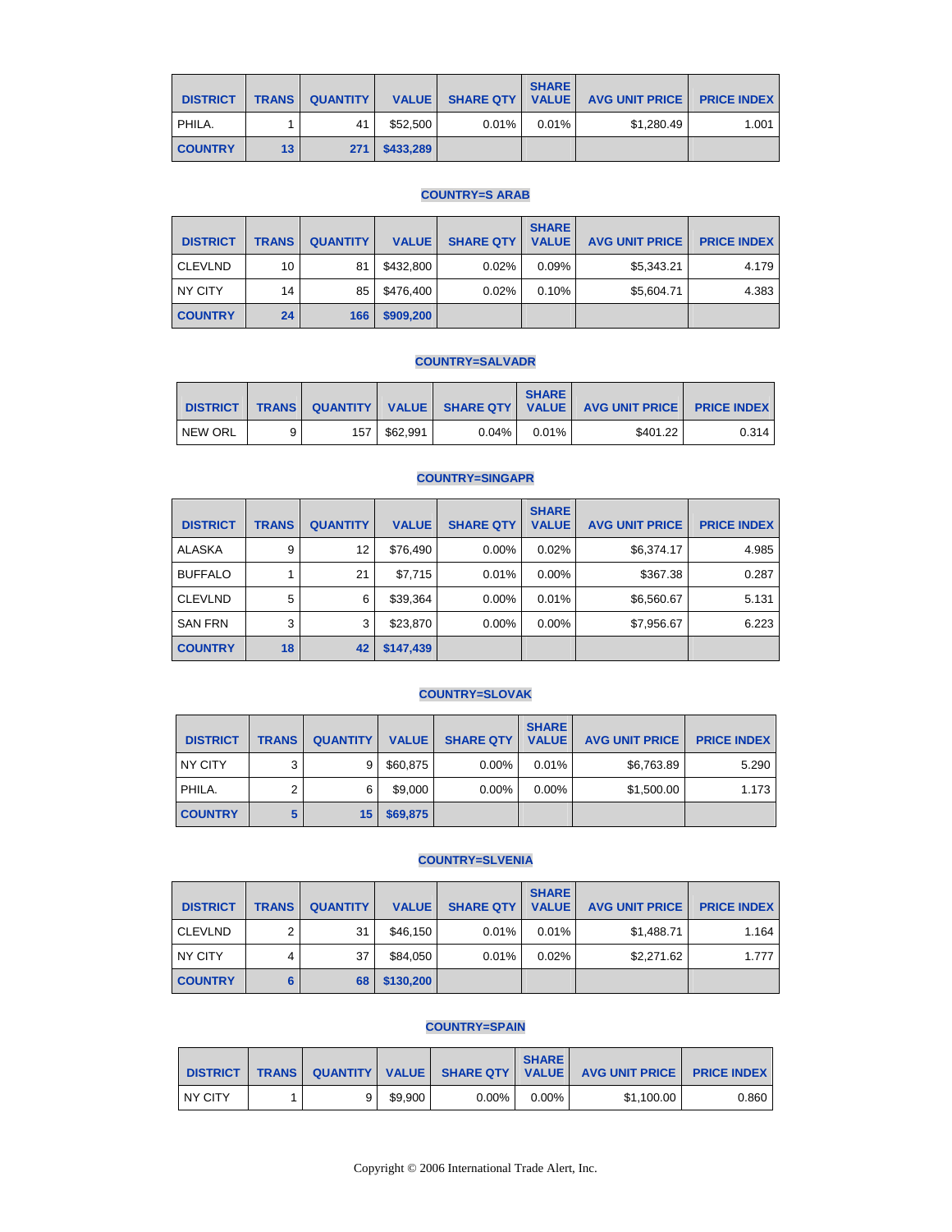| DISTRICT | TRANS | QUANTITY | VALUE | SHARE QTY | SHARE VALUE | AVG UNIT PRICE | PRICE INDEX |
|---|---|---|---|---|---|---|---|
| PHILA. | 1 | 41 | $52,500 | 0.01% | 0.01% | $1,280.49 | 1.001 |
| **COUNTRY** | **13** | **271** | **$433,289** | | | | |

**COUNTRY=S ARAB**

| DISTRICT | TRANS | QUANTITY | VALUE | SHARE QTY | SHARE VALUE | AVG UNIT PRICE | PRICE INDEX |
|---|---|---|---|---|---|---|---|
| CLEVLND | 10 | 81 | $432,800 | 0.02% | 0.09% | $5,343.21 | 4.179 |
| NY CITY | 14 | 85 | $476,400 | 0.02% | 0.10% | $5,604.71 | 4.383 |
| **COUNTRY** | **24** | **166** | **$909,200** | | | | |

**COUNTRY=SALVADR**

| DISTRICT | TRANS | QUANTITY | VALUE | SHARE QTY | SHARE VALUE | AVG UNIT PRICE | PRICE INDEX |
|---|---|---|---|---|---|---|---|
| NEW ORL | 9 | 157 | $62,991 | 0.04% | 0.01% | $401.22 | 0.314 |

**COUNTRY=SINGAPR**

| DISTRICT | TRANS | QUANTITY | VALUE | SHARE QTY | SHARE VALUE | AVG UNIT PRICE | PRICE INDEX |
|---|---|---|---|---|---|---|---|
| ALASKA | 9 | 12 | $76,490 | 0.00% | 0.02% | $6,374.17 | 4.985 |
| BUFFALO | 1 | 21 | $7,715 | 0.01% | 0.00% | $367.38 | 0.287 |
| CLEVLND | 5 | 6 | $39,364 | 0.00% | 0.01% | $6,560.67 | 5.131 |
| SAN FRN | 3 | 3 | $23,870 | 0.00% | 0.00% | $7,956.67 | 6.223 |
| **COUNTRY** | **18** | **42** | **$147,439** | | | | |

**COUNTRY=SLOVAK**

| DISTRICT | TRANS | QUANTITY | VALUE | SHARE QTY | SHARE VALUE | AVG UNIT PRICE | PRICE INDEX |
|---|---|---|---|---|---|---|---|
| NY CITY | 3 | 9 | $60,875 | 0.00% | 0.01% | $6,763.89 | 5.290 |
| PHILA. | 2 | 6 | $9,000 | 0.00% | 0.00% | $1,500.00 | 1.173 |
| **COUNTRY** | **5** | **15** | **$69,875** | | | | |

**COUNTRY=SLVENIA**

| DISTRICT | TRANS | QUANTITY | VALUE | SHARE QTY | SHARE VALUE | AVG UNIT PRICE | PRICE INDEX |
|---|---|---|---|---|---|---|---|
| CLEVLND | 2 | 31 | $46,150 | 0.01% | 0.01% | $1,488.71 | 1.164 |
| NY CITY | 4 | 37 | $84,050 | 0.01% | 0.02% | $2,271.62 | 1.777 |
| **COUNTRY** | **6** | **68** | **$130,200** | | | | |

**COUNTRY=SPAIN**

| DISTRICT | TRANS | QUANTITY | VALUE | SHARE QTY | SHARE VALUE | AVG UNIT PRICE | PRICE INDEX |
|---|---|---|---|---|---|---|---|
| NY CITY | 1 | 9 | $9,900 | 0.00% | 0.00% | $1,100.00 | 0.860 |

Copyright © 2006 International Trade Alert, Inc.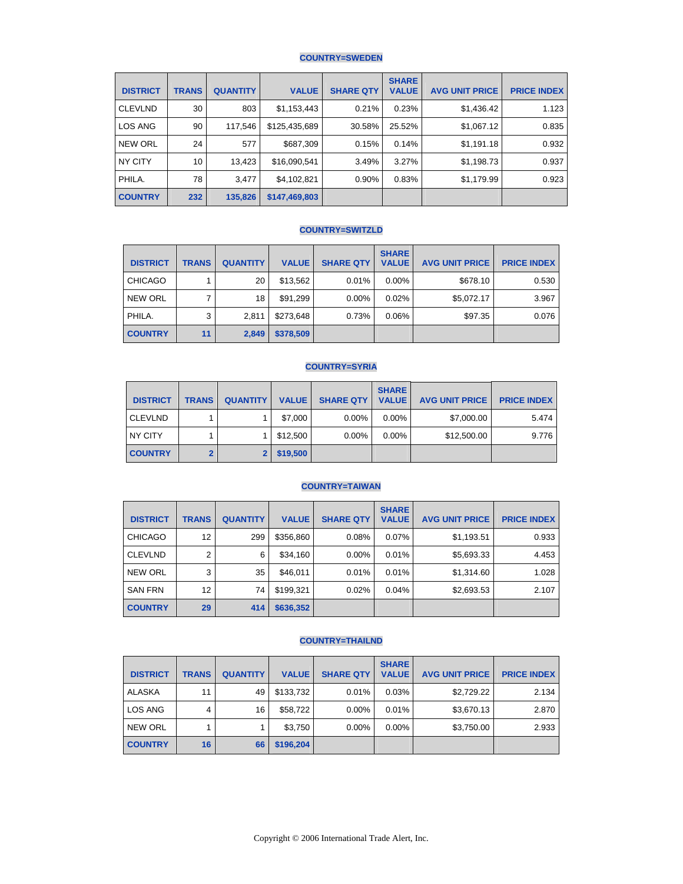### COUNTRY=SWEDEN

| DISTRICT | TRANS | QUANTITY | VALUE | SHARE QTY | SHARE VALUE | AVG UNIT PRICE | PRICE INDEX |
|---|---|---|---|---|---|---|---|
| CLEVLND | 30 | 803 | $1,153,443 | 0.21% | 0.23% | $1,436.42 | 1.123 |
| LOS ANG | 90 | 117,546 | $125,435,689 | 30.58% | 25.52% | $1,067.12 | 0.835 |
| NEW ORL | 24 | 577 | $687,309 | 0.15% | 0.14% | $1,191.18 | 0.932 |
| NY CITY | 10 | 13,423 | $16,090,541 | 3.49% | 3.27% | $1,198.73 | 0.937 |
| PHILA. | 78 | 3,477 | $4,102,821 | 0.90% | 0.83% | $1,179.99 | 0.923 |
| **COUNTRY** | **232** | **135,826** | **$147,469,803** | | | | |

### COUNTRY=SWITZLD

| DISTRICT | TRANS | QUANTITY | VALUE | SHARE QTY | SHARE VALUE | AVG UNIT PRICE | PRICE INDEX |
|---|---|---|---|---|---|---|---|
| CHICAGO | 1 | 20 | $13,562 | 0.01% | 0.00% | $678.10 | 0.530 |
| NEW ORL | 7 | 18 | $91,299 | 0.00% | 0.02% | $5,072.17 | 3.967 |
| PHILA. | 3 | 2,811 | $273,648 | 0.73% | 0.06% | $97.35 | 0.076 |
| **COUNTRY** | **11** | **2,849** | **$378,509** | | | | |

### COUNTRY=SYRIA

| DISTRICT | TRANS | QUANTITY | VALUE | SHARE QTY | SHARE VALUE | AVG UNIT PRICE | PRICE INDEX |
|---|---|---|---|---|---|---|---|
| CLEVLND | 1 | 1 | $7,000 | 0.00% | 0.00% | $7,000.00 | 5.474 |
| NY CITY | 1 | 1 | $12,500 | 0.00% | 0.00% | $12,500.00 | 9.776 |
| **COUNTRY** | **2** | **2** | **$19,500** | | | | |

### COUNTRY=TAIWAN

| DISTRICT | TRANS | QUANTITY | VALUE | SHARE QTY | SHARE VALUE | AVG UNIT PRICE | PRICE INDEX |
|---|---|---|---|---|---|---|---|
| CHICAGO | 12 | 299 | $356,860 | 0.08% | 0.07% | $1,193.51 | 0.933 |
| CLEVLND | 2 | 6 | $34,160 | 0.00% | 0.01% | $5,693.33 | 4.453 |
| NEW ORL | 3 | 35 | $46,011 | 0.01% | 0.01% | $1,314.60 | 1.028 |
| SAN FRN | 12 | 74 | $199,321 | 0.02% | 0.04% | $2,693.53 | 2.107 |
| **COUNTRY** | **29** | **414** | **$636,352** | | | | |

### COUNTRY=THAILND

| DISTRICT | TRANS | QUANTITY | VALUE | SHARE QTY | SHARE VALUE | AVG UNIT PRICE | PRICE INDEX |
|---|---|---|---|---|---|---|---|
| ALASKA | 11 | 49 | $133,732 | 0.01% | 0.03% | $2,729.22 | 2.134 |
| LOS ANG | 4 | 16 | $58,722 | 0.00% | 0.01% | $3,670.13 | 2.870 |
| NEW ORL | 1 | 1 | $3,750 | 0.00% | 0.00% | $3,750.00 | 2.933 |
| **COUNTRY** | **16** | **66** | **$196,204** | | | | |

Copyright © 2006 International Trade Alert, Inc.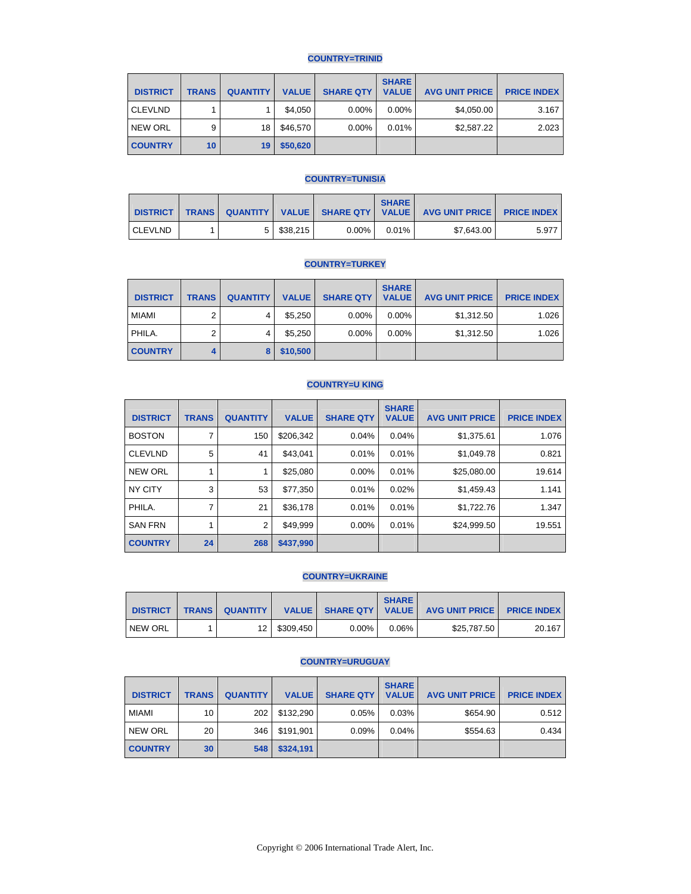### COUNTRY=TRINID

| DISTRICT | TRANS | QUANTITY | VALUE | SHARE QTY | SHARE VALUE | AVG UNIT PRICE | PRICE INDEX |
|---|---|---|---|---|---|---|---|
| CLEVLND | 1 | 1 | $4,050 | 0.00% | 0.00% | $4,050.00 | 3.167 |
| NEW ORL | 9 | 18 | $46,570 | 0.00% | 0.01% | $2,587.22 | 2.023 |
| **COUNTRY** | **10** | **19** | **$50,620** | | | | |

### COUNTRY=TUNISIA

| DISTRICT | TRANS | QUANTITY | VALUE | SHARE QTY | SHARE VALUE | AVG UNIT PRICE | PRICE INDEX |
|---|---|---|---|---|---|---|---|
| CLEVLND | 1 | 5 | $38,215 | 0.00% | 0.01% | $7,643.00 | 5.977 |

### COUNTRY=TURKEY

| DISTRICT | TRANS | QUANTITY | VALUE | SHARE QTY | SHARE VALUE | AVG UNIT PRICE | PRICE INDEX |
|---|---|---|---|---|---|---|---|
| MIAMI | 2 | 4 | $5,250 | 0.00% | 0.00% | $1,312.50 | 1.026 |
| PHILA. | 2 | 4 | $5,250 | 0.00% | 0.00% | $1,312.50 | 1.026 |
| **COUNTRY** | **4** | **8** | **$10,500** | | | | |

### COUNTRY=U KING

| DISTRICT | TRANS | QUANTITY | VALUE | SHARE QTY | SHARE VALUE | AVG UNIT PRICE | PRICE INDEX |
|---|---|---|---|---|---|---|---|
| BOSTON | 7 | 150 | $206,342 | 0.04% | 0.04% | $1,375.61 | 1.076 |
| CLEVLND | 5 | 41 | $43,041 | 0.01% | 0.01% | $1,049.78 | 0.821 |
| NEW ORL | 1 | 1 | $25,080 | 0.00% | 0.01% | $25,080.00 | 19.614 |
| NY CITY | 3 | 53 | $77,350 | 0.01% | 0.02% | $1,459.43 | 1.141 |
| PHILA. | 7 | 21 | $36,178 | 0.01% | 0.01% | $1,722.76 | 1.347 |
| SAN FRN | 1 | 2 | $49,999 | 0.00% | 0.01% | $24,999.50 | 19.551 |
| **COUNTRY** | **24** | **268** | **$437,990** | | | | |

### COUNTRY=UKRAINE

| DISTRICT | TRANS | QUANTITY | VALUE | SHARE QTY | SHARE VALUE | AVG UNIT PRICE | PRICE INDEX |
|---|---|---|---|---|---|---|---|
| NEW ORL | 1 | 12 | $309,450 | 0.00% | 0.06% | $25,787.50 | 20.167 |

### COUNTRY=URUGUAY

| DISTRICT | TRANS | QUANTITY | VALUE | SHARE QTY | SHARE VALUE | AVG UNIT PRICE | PRICE INDEX |
|---|---|---|---|---|---|---|---|
| MIAMI | 10 | 202 | $132,290 | 0.05% | 0.03% | $654.90 | 0.512 |
| NEW ORL | 20 | 346 | $191,901 | 0.09% | 0.04% | $554.63 | 0.434 |
| **COUNTRY** | **30** | **548** | **$324,191** | | | | |

Copyright © 2006 International Trade Alert, Inc.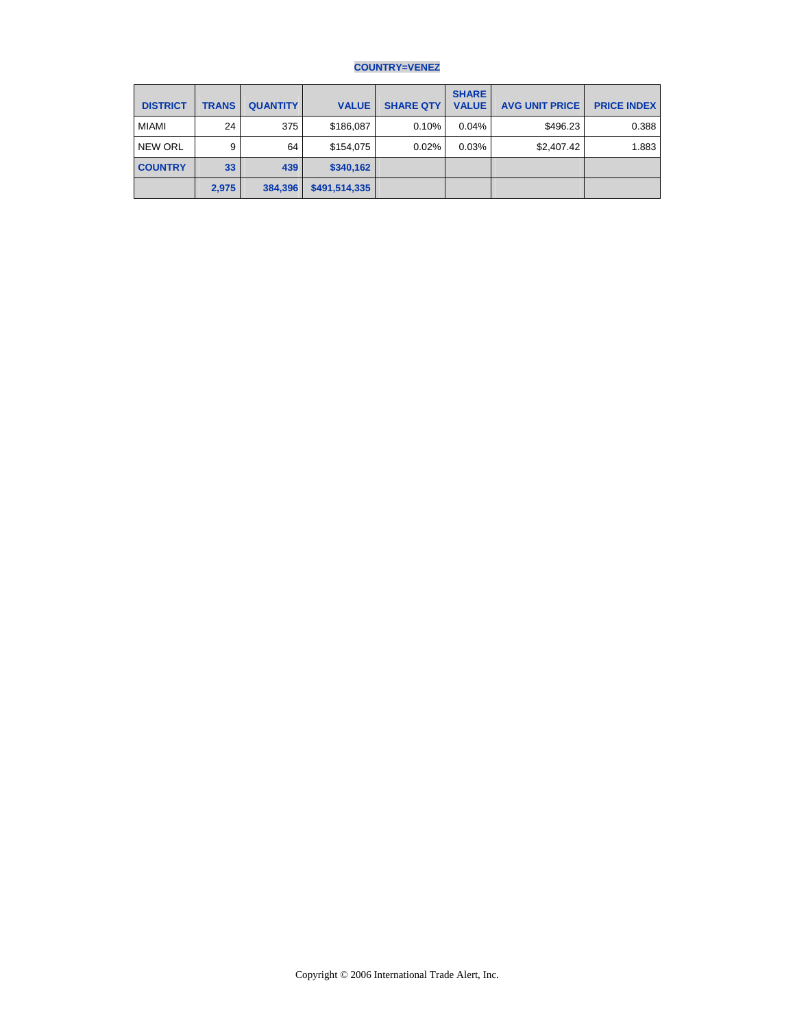**COUNTRY=VENEZ**

| DISTRICT | TRANS | QUANTITY | VALUE | SHARE QTY | SHARE VALUE | AVG UNIT PRICE | PRICE INDEX |
|---|---|---|---|---|---|---|---|
| MIAMI | 24 | 375 | $186,087 | 0.10% | 0.04% | $496.23 | 0.388 |
| NEW ORL | 9 | 64 | $154,075 | 0.02% | 0.03% | $2,407.42 | 1.883 |
| **COUNTRY** | **33** | **439** | **$340,162** | | | | |
| | **2,975** | **384,396** | **$491,514,335** | | | | |

Copyright © 2006 International Trade Alert, Inc.